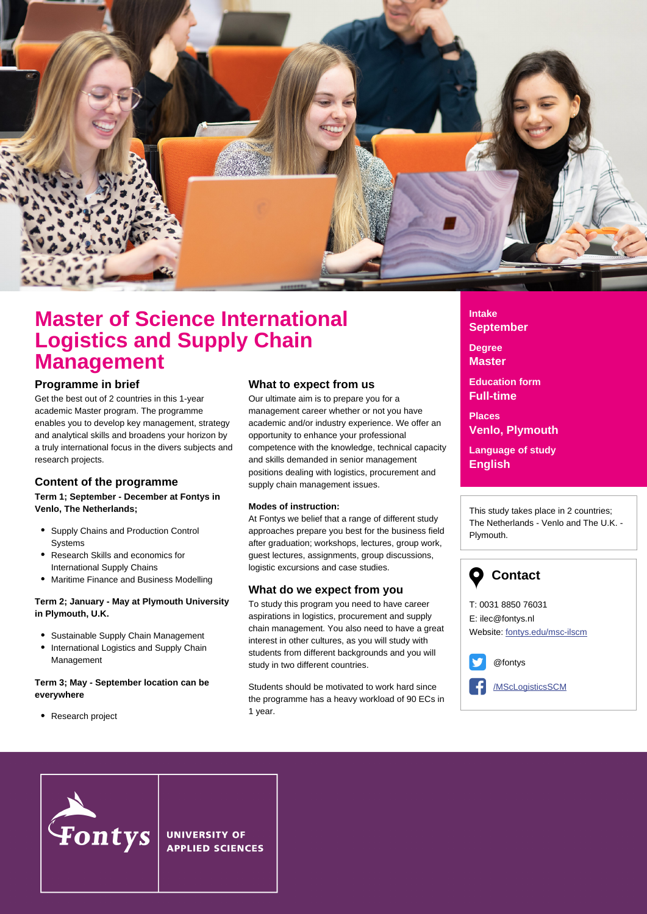# Master of Science International Logistics and Supply Chain Management

## Programme in brief

Get the best out of 2 countries in this 1-year academic Master program. The programme enables you to develop key management, strategy and analytical skills and broadens your horizon by a truly international focus in the divers subjects and research projects.

## Content of the programme

**Term 1; September - December at Fontys in Venlo, The Netherlands;**

- Supply Chains and Production Control Systems
- Research Skills and economics for International Supply Chains
- Maritime Finance and Business Modelling

**Term 2; January - May at Plymouth University in Plymouth, U.K.**

- Sustainable Supply Chain Management
- International Logistics and Supply Chain Management

**Term 3; May - September location can be everywhere**

- Research project

## What to expect from us

Our ultimate aim is to prepare you for a management career whether or not you have academic and/or industry experience. We offer an opportunity to enhance your professional competence with the knowledge, technical capacity and skills demanded in senior management positions dealing with logistics, procurement and supply chain management issues.

**Modes of instruction:**

At Fontys we belief that a range of different study approaches prepare you best for the business field after graduation; workshops, lectures, group work, guest lectures, assignments, group discussions, logistic excursions and case studies.

## What do we expect from you

To study this program you need to have career aspirations in logistics, procurement and supply chain management. You also need to have a great interest in other cultures, as you will study with students from different backgrounds and you will study in two different countries.

Students should be motivated to work hard since the programme has a heavy workload of 90 ECs in 1 year.

**Intake**
**September**

**Degree**
**Master**

**Education form**
**Full-time**

**Places**
**Venlo, Plymouth**

**Language of study**
**English**

This study takes place in 2 countries; The Netherlands - Venlo and The U.K. - Plymouth.

## Contact

T: 0031 8850 76031
E: ilec@fontys.nl
Website: fontys.edu/msc-ilscm

@fontys

/MScLogisticsSCM

Fontys UNIVERSITY OF APPLIED SCIENCES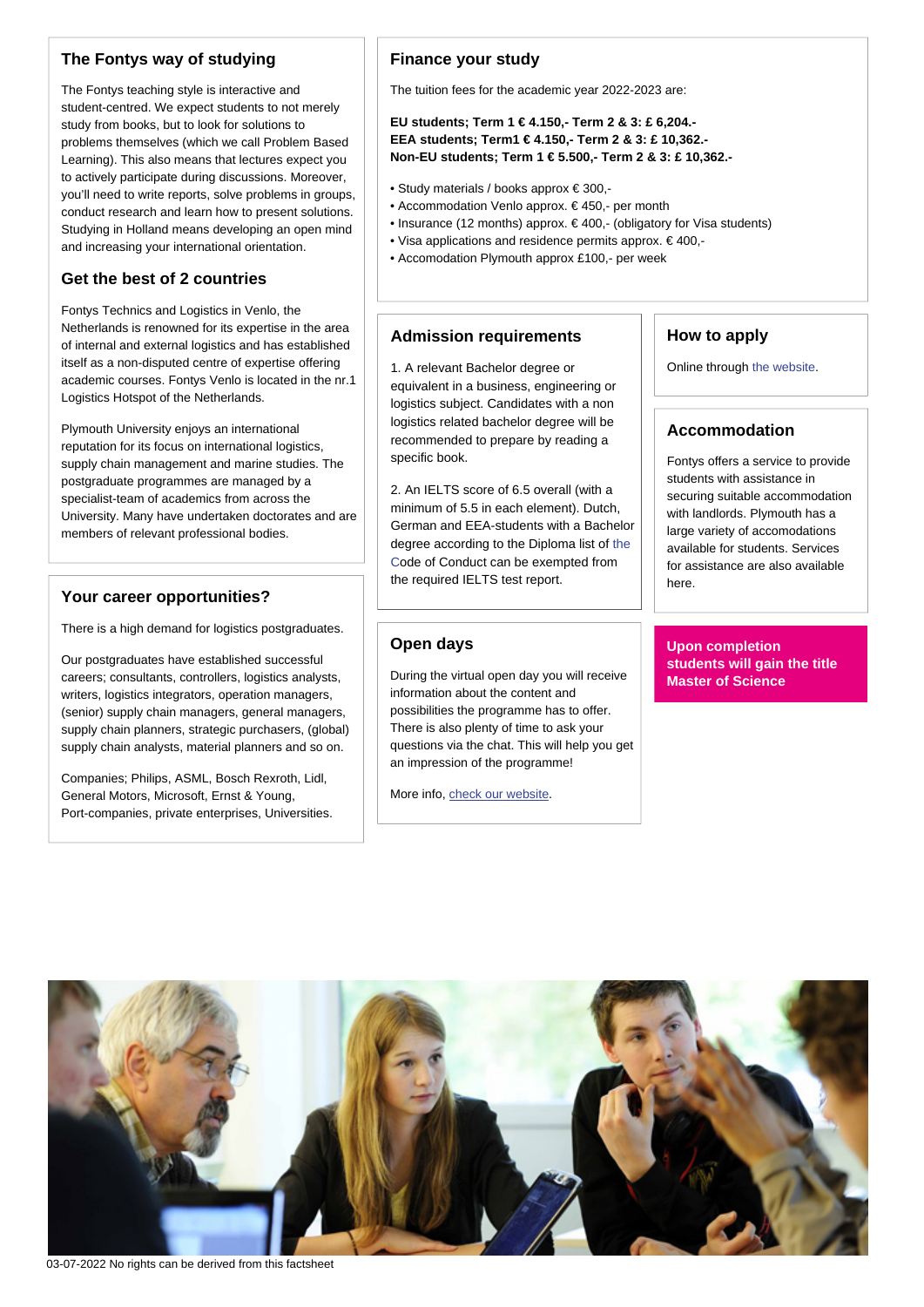## The Fontys way of studying

The Fontys teaching style is interactive and student-centred. We expect students to not merely study from books, but to look for solutions to problems themselves (which we call Problem Based Learning). This also means that lectures expect you to actively participate during discussions. Moreover, you'll need to write reports, solve problems in groups, conduct research and learn how to present solutions. Studying in Holland means developing an open mind and increasing your international orientation.

## Get the best of 2 countries

Fontys Technics and Logistics in Venlo, the Netherlands is renowned for its expertise in the area of internal and external logistics and has established itself as a non-disputed centre of expertise offering academic courses. Fontys Venlo is located in the nr.1 Logistics Hotspot of the Netherlands.

Plymouth University enjoys an international reputation for its focus on international logistics, supply chain management and marine studies. The postgraduate programmes are managed by a specialist-team of academics from across the University. Many have undertaken doctorates and are members of relevant professional bodies.

## Your career opportunities?

There is a high demand for logistics postgraduates.

Our postgraduates have established successful careers; consultants, controllers, logistics analysts, writers, logistics integrators, operation managers, (senior) supply chain managers, general managers, supply chain planners, strategic purchasers, (global) supply chain analysts, material planners and so on.

Companies; Philips, ASML, Bosch Rexroth, Lidl, General Motors, Microsoft, Ernst & Young, Port-companies, private enterprises, Universities.

## Finance your study

The tuition fees for the academic year 2022-2023 are:

**EU students; Term 1 € 4.150,- Term 2 & 3: £ 6,204.-**
**EEA students; Term1 € 4.150,- Term 2 & 3: £ 10,362.-**
**Non-EU students; Term 1 € 5.500,- Term 2 & 3: £ 10,362.-**

- Study materials / books approx € 300,-
- Accommodation Venlo approx. € 450,- per month
- Insurance (12 months) approx. € 400,- (obligatory for Visa students)
- Visa applications and residence permits approx. € 400,-
- Accomodation Plymouth approx £100,- per week

## Admission requirements

1. A relevant Bachelor degree or equivalent in a business, engineering or logistics subject. Candidates with a non logistics related bachelor degree will be recommended to prepare by reading a specific book.

2. An IELTS score of 6.5 overall (with a minimum of 5.5 in each element). Dutch, German and EEA-students with a Bachelor degree according to the Diploma list of the Code of Conduct can be exempted from the required IELTS test report.

## Open days

During the virtual open day you will receive information about the content and possibilities the programme has to offer. There is also plenty of time to ask your questions via the chat. This will help you get an impression of the programme!

More info, check our website.

## How to apply

Online through the website.

## Accommodation

Fontys offers a service to provide students with assistance in securing suitable accommodation with landlords. Plymouth has a large variety of accomodations available for students. Services for assistance are also available here.

**Upon completion students will gain the title Master of Science**

03-07-2022 No rights can be derived from this factsheet